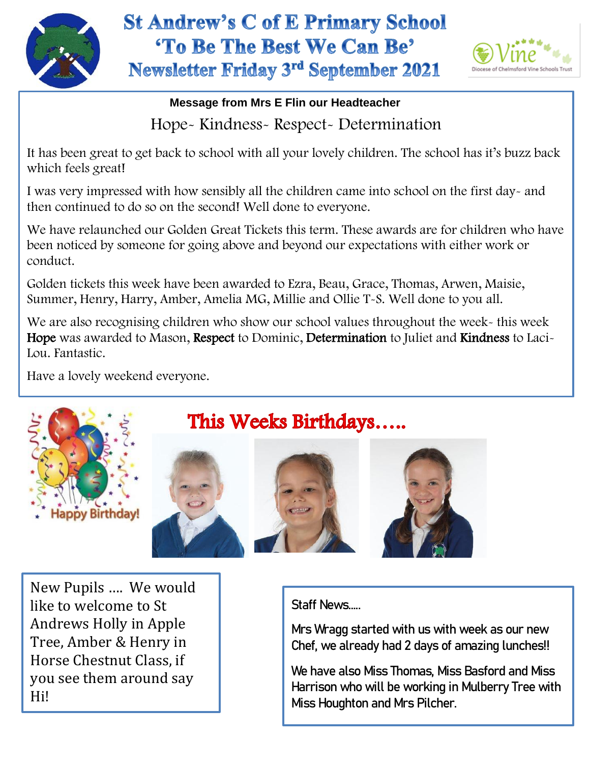# St Andrew's C of E Primary School
## 'To Be The Best We Can Be'
## Newsletter Friday 3rd September 2021

**Message from Mrs E Flin our Headteacher**

Hope- Kindness- Respect- Determination

It has been great to get back to school with all your lovely children. The school has it's buzz back which feels great!

I was very impressed with how sensibly all the children came into school on the first day- and then continued to do so on the second! Well done to everyone.

We have relaunched our Golden Great Tickets this term. These awards are for children who have been noticed by someone for going above and beyond our expectations with either work or conduct.

Golden tickets this week have been awarded to Ezra, Beau, Grace, Thomas, Arwen, Maisie, Summer, Henry, Harry, Amber, Amelia MG, Millie and Ollie T-S. Well done to you all.

We are also recognising children who show our school values throughout the week- this week **Hope** was awarded to Mason, **Respect** to Dominic, **Determination** to Juliet and **Kindness** to Laci-Lou. Fantastic.

Have a lovely weekend everyone.

## This Weeks Birthdays…..

New Pupils …. We would like to welcome to St Andrews Holly in Apple Tree, Amber & Henry in Horse Chestnut Class, if you see them around say Hi!

Staff News…..

Mrs Wragg started with us with week as our new Chef, we already had 2 days of amazing lunches!!

We have also Miss Thomas, Miss Basford and Miss Harrison who will be working in Mulberry Tree with Miss Houghton and Mrs Pilcher.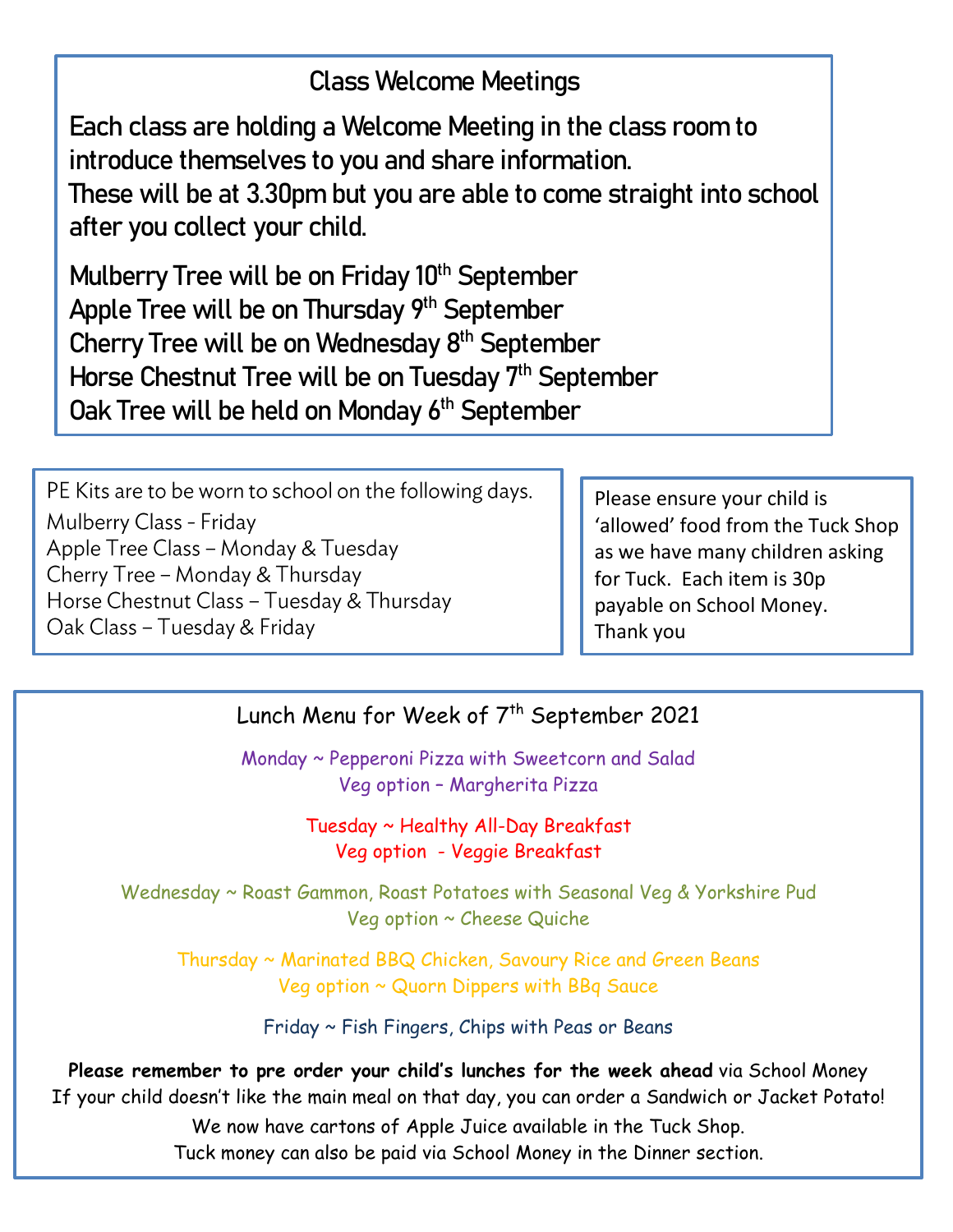## Class Welcome Meetings

Each class are holding a Welcome Meeting in the class room to introduce themselves to you and share information.
These will be at 3.30pm but you are able to come straight into school after you collect your child.

Mulberry Tree will be on Friday 10th September
Apple Tree will be on Thursday 9th September
Cherry Tree will be on Wednesday 8th September
Horse Chestnut Tree will be on Tuesday 7th September
Oak Tree will be held on Monday 6th September

PE Kits are to be worn to school on the following days.
Mulberry Class - Friday
Apple Tree Class – Monday & Tuesday
Cherry Tree – Monday & Thursday
Horse Chestnut Class – Tuesday & Thursday
Oak Class – Tuesday & Friday

Please ensure your child is 'allowed' food from the Tuck Shop as we have many children asking for Tuck. Each item is 30p payable on School Money.
Thank you

## Lunch Menu for Week of 7th September 2021

Monday ~ Pepperoni Pizza with Sweetcorn and Salad
Veg option – Margherita Pizza

Tuesday ~ Healthy All-Day Breakfast
Veg option - Veggie Breakfast

Wednesday ~ Roast Gammon, Roast Potatoes with Seasonal Veg & Yorkshire Pud
Veg option ~ Cheese Quiche

Thursday ~ Marinated BBQ Chicken, Savoury Rice and Green Beans
Veg option ~ Quorn Dippers with BBq Sauce

Friday ~ Fish Fingers, Chips with Peas or Beans

**Please remember to pre order your child's lunches for the week ahead** via School Money
If your child doesn't like the main meal on that day, you can order a Sandwich or Jacket Potato!
We now have cartons of Apple Juice available in the Tuck Shop.
Tuck money can also be paid via School Money in the Dinner section.